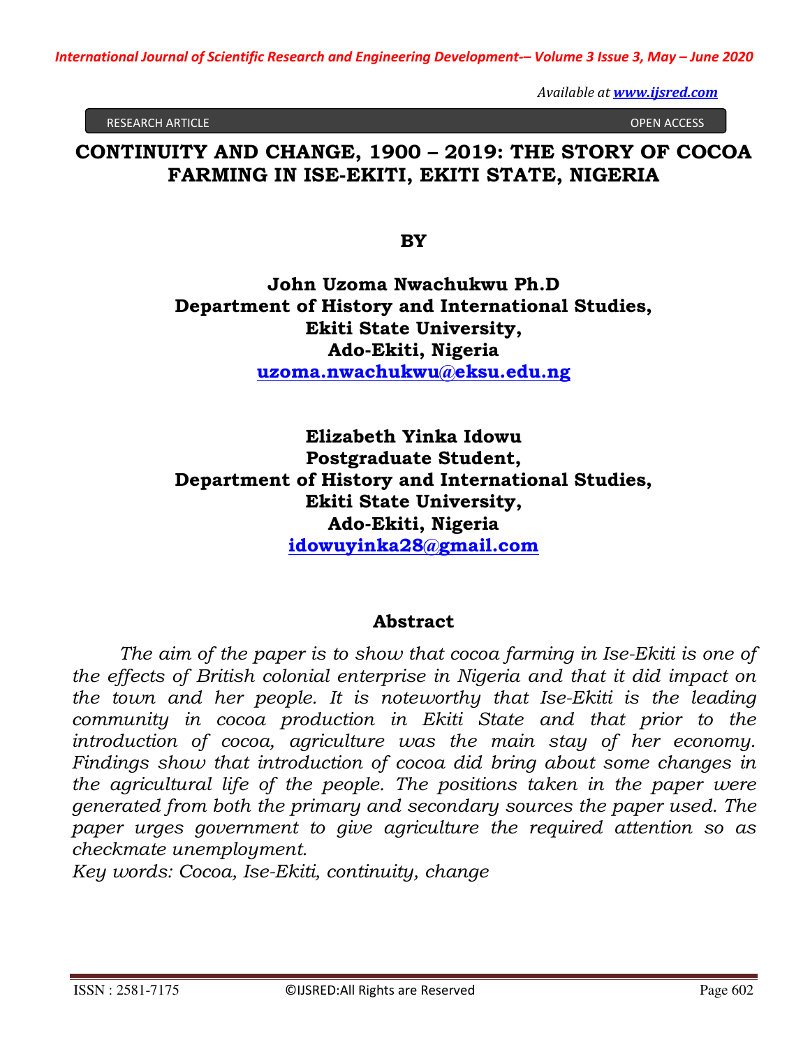RESEARCH ARTICLE OPEN ACCESS

# CONTINUITY AND CHANGE, 1900 – 2019: THE STORY OF COCOA FARMING IN ISE-EKITI, EKITI STATE, NIGERIA

**BY**

**John Uzoma Nwachukwu Ph.D**
**Department of History and International Studies,**
**Ekiti State University,**
**Ado-Ekiti, Nigeria**
**uzoma.nwachukwu@eksu.edu.ng**

**Elizabeth Yinka Idowu**
**Postgraduate Student,**
**Department of History and International Studies,**
**Ekiti State University,**
**Ado-Ekiti, Nigeria**
**idowuyinka28@gmail.com**

## Abstract

*The aim of the paper is to show that cocoa farming in Ise-Ekiti is one of the effects of British colonial enterprise in Nigeria and that it did impact on the town and her people. It is noteworthy that Ise-Ekiti is the leading community in cocoa production in Ekiti State and that prior to the introduction of cocoa, agriculture was the main stay of her economy. Findings show that introduction of cocoa did bring about some changes in the agricultural life of the people. The positions taken in the paper were generated from both the primary and secondary sources the paper used. The paper urges government to give agriculture the required attention so as checkmate unemployment.*

*Key words: Cocoa, Ise-Ekiti, continuity, change*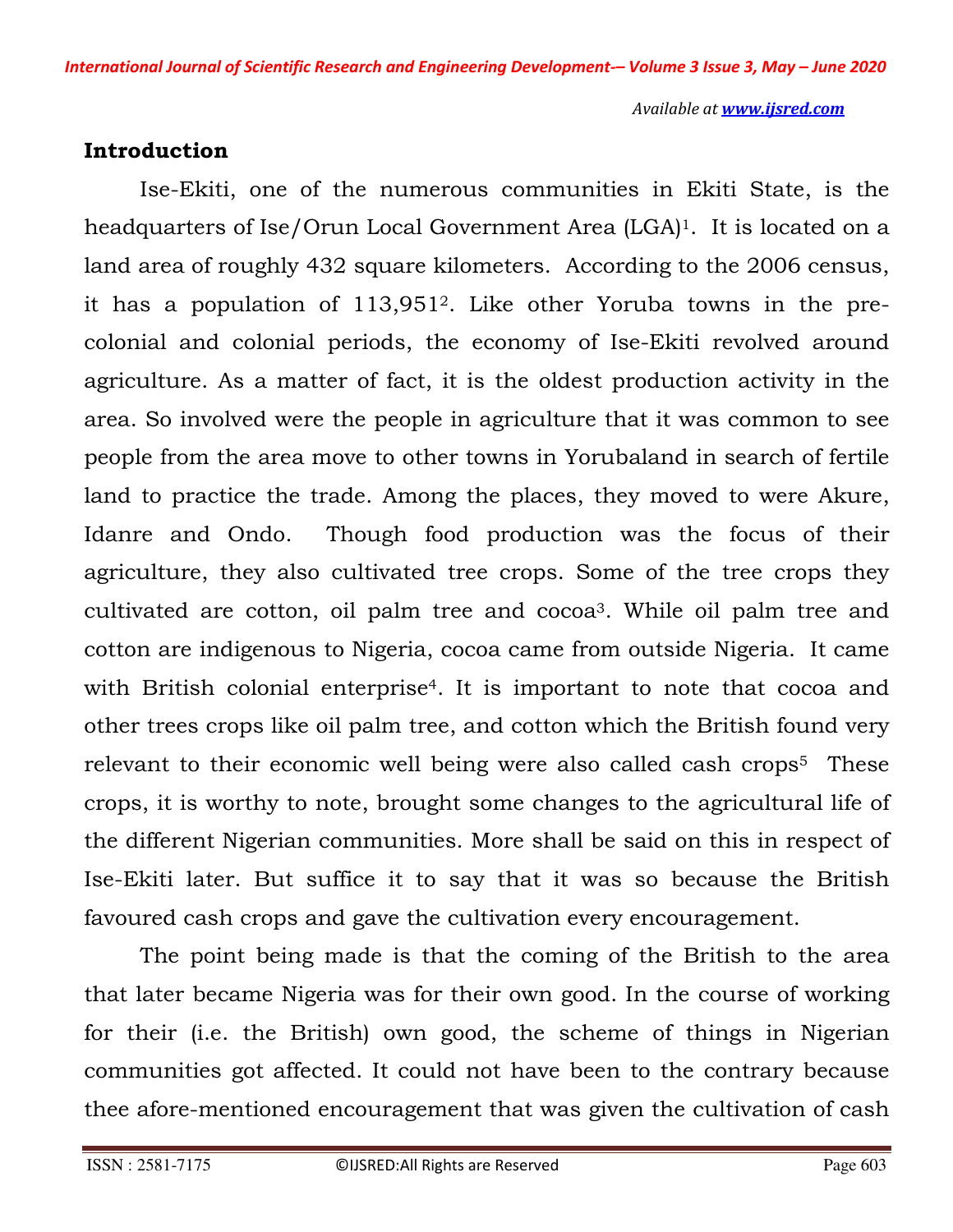## Introduction

Ise-Ekiti, one of the numerous communities in Ekiti State, is the headquarters of Ise/Orun Local Government Area (LGA)[1]. It is located on a land area of roughly 432 square kilometers. According to the 2006 census, it has a population of 113,951[2]. Like other Yoruba towns in the pre-colonial and colonial periods, the economy of Ise-Ekiti revolved around agriculture. As a matter of fact, it is the oldest production activity in the area. So involved were the people in agriculture that it was common to see people from the area move to other towns in Yorubaland in search of fertile land to practice the trade. Among the places, they moved to were Akure, Idanre and Ondo. Though food production was the focus of their agriculture, they also cultivated tree crops. Some of the tree crops they cultivated are cotton, oil palm tree and cocoa[3]. While oil palm tree and cotton are indigenous to Nigeria, cocoa came from outside Nigeria. It came with British colonial enterprise[4]. It is important to note that cocoa and other trees crops like oil palm tree, and cotton which the British found very relevant to their economic well being were also called cash crops[5] These crops, it is worthy to note, brought some changes to the agricultural life of the different Nigerian communities. More shall be said on this in respect of Ise-Ekiti later. But suffice it to say that it was so because the British favoured cash crops and gave the cultivation every encouragement.

The point being made is that the coming of the British to the area that later became Nigeria was for their own good. In the course of working for their (i.e. the British) own good, the scheme of things in Nigerian communities got affected. It could not have been to the contrary because thee afore-mentioned encouragement that was given the cultivation of cash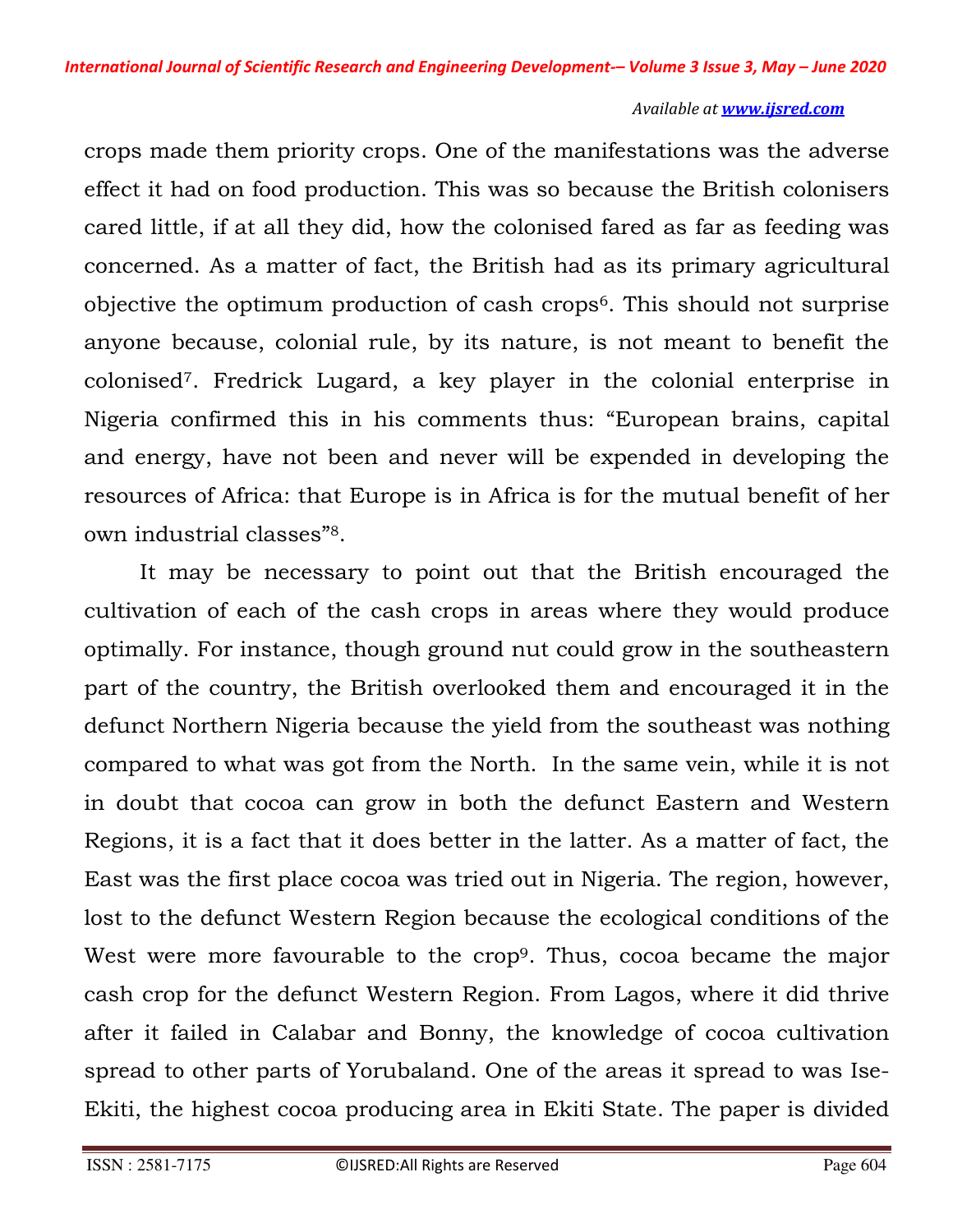crops made them priority crops. One of the manifestations was the adverse effect it had on food production. This was so because the British colonisers cared little, if at all they did, how the colonised fared as far as feeding was concerned. As a matter of fact, the British had as its primary agricultural objective the optimum production of cash crops[6]. This should not surprise anyone because, colonial rule, by its nature, is not meant to benefit the colonised[7]. Fredrick Lugard, a key player in the colonial enterprise in Nigeria confirmed this in his comments thus: "European brains, capital and energy, have not been and never will be expended in developing the resources of Africa: that Europe is in Africa is for the mutual benefit of her own industrial classes"[8].

It may be necessary to point out that the British encouraged the cultivation of each of the cash crops in areas where they would produce optimally. For instance, though ground nut could grow in the southeastern part of the country, the British overlooked them and encouraged it in the defunct Northern Nigeria because the yield from the southeast was nothing compared to what was got from the North. In the same vein, while it is not in doubt that cocoa can grow in both the defunct Eastern and Western Regions, it is a fact that it does better in the latter. As a matter of fact, the East was the first place cocoa was tried out in Nigeria. The region, however, lost to the defunct Western Region because the ecological conditions of the West were more favourable to the crop[9]. Thus, cocoa became the major cash crop for the defunct Western Region. From Lagos, where it did thrive after it failed in Calabar and Bonny, the knowledge of cocoa cultivation spread to other parts of Yorubaland. One of the areas it spread to was Ise-Ekiti, the highest cocoa producing area in Ekiti State. The paper is divided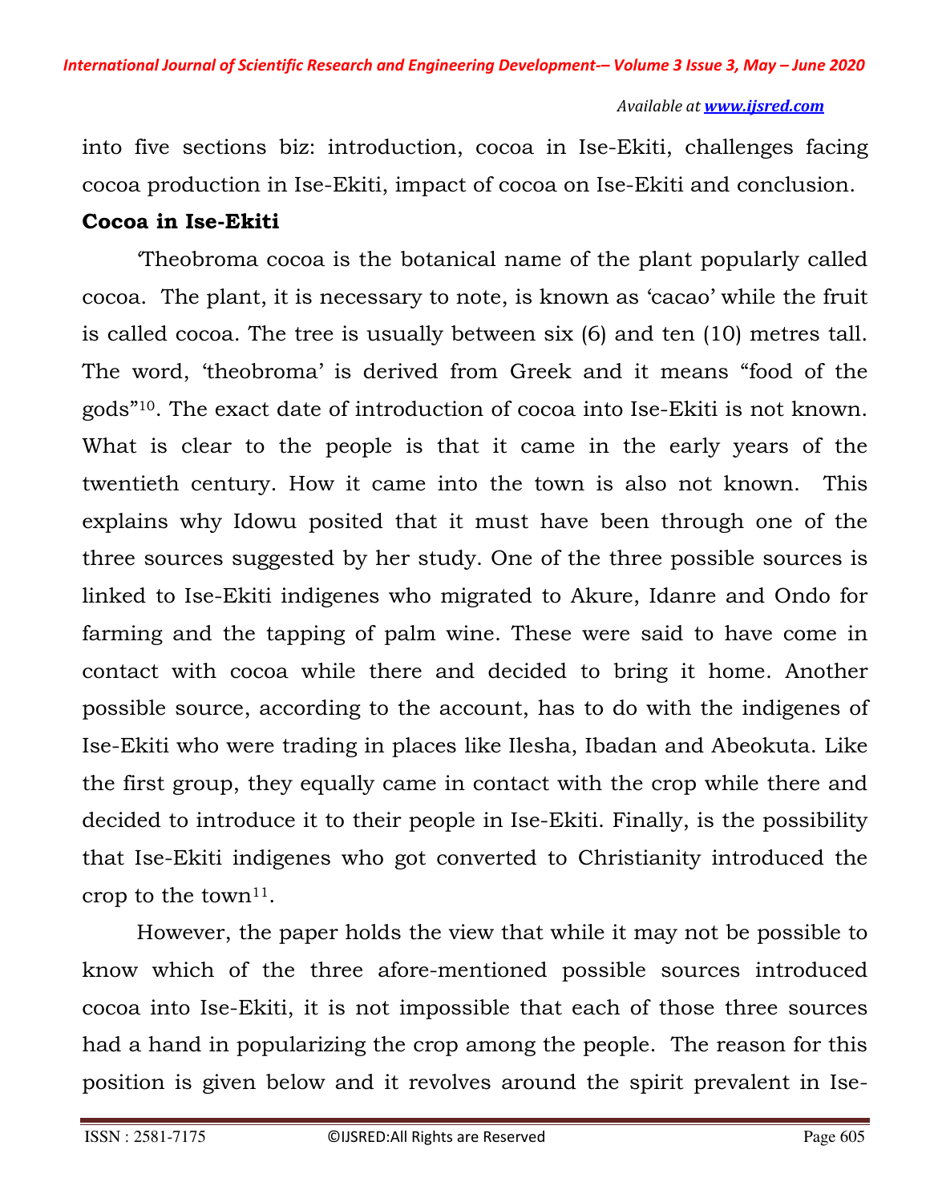into five sections biz: introduction, cocoa in Ise-Ekiti, challenges facing cocoa production in Ise-Ekiti, impact of cocoa on Ise-Ekiti and conclusion.

**Cocoa in Ise-Ekiti**

'Theobroma cocoa is the botanical name of the plant popularly called cocoa. The plant, it is necessary to note, is known as 'cacao' while the fruit is called cocoa. The tree is usually between six (6) and ten (10) metres tall. The word, 'theobroma' is derived from Greek and it means "food of the gods"[10]. The exact date of introduction of cocoa into Ise-Ekiti is not known. What is clear to the people is that it came in the early years of the twentieth century. How it came into the town is also not known. This explains why Idowu posited that it must have been through one of the three sources suggested by her study. One of the three possible sources is linked to Ise-Ekiti indigenes who migrated to Akure, Idanre and Ondo for farming and the tapping of palm wine. These were said to have come in contact with cocoa while there and decided to bring it home. Another possible source, according to the account, has to do with the indigenes of Ise-Ekiti who were trading in places like Ilesha, Ibadan and Abeokuta. Like the first group, they equally came in contact with the crop while there and decided to introduce it to their people in Ise-Ekiti. Finally, is the possibility that Ise-Ekiti indigenes who got converted to Christianity introduced the crop to the town[11].

However, the paper holds the view that while it may not be possible to know which of the three afore-mentioned possible sources introduced cocoa into Ise-Ekiti, it is not impossible that each of those three sources had a hand in popularizing the crop among the people. The reason for this position is given below and it revolves around the spirit prevalent in Ise-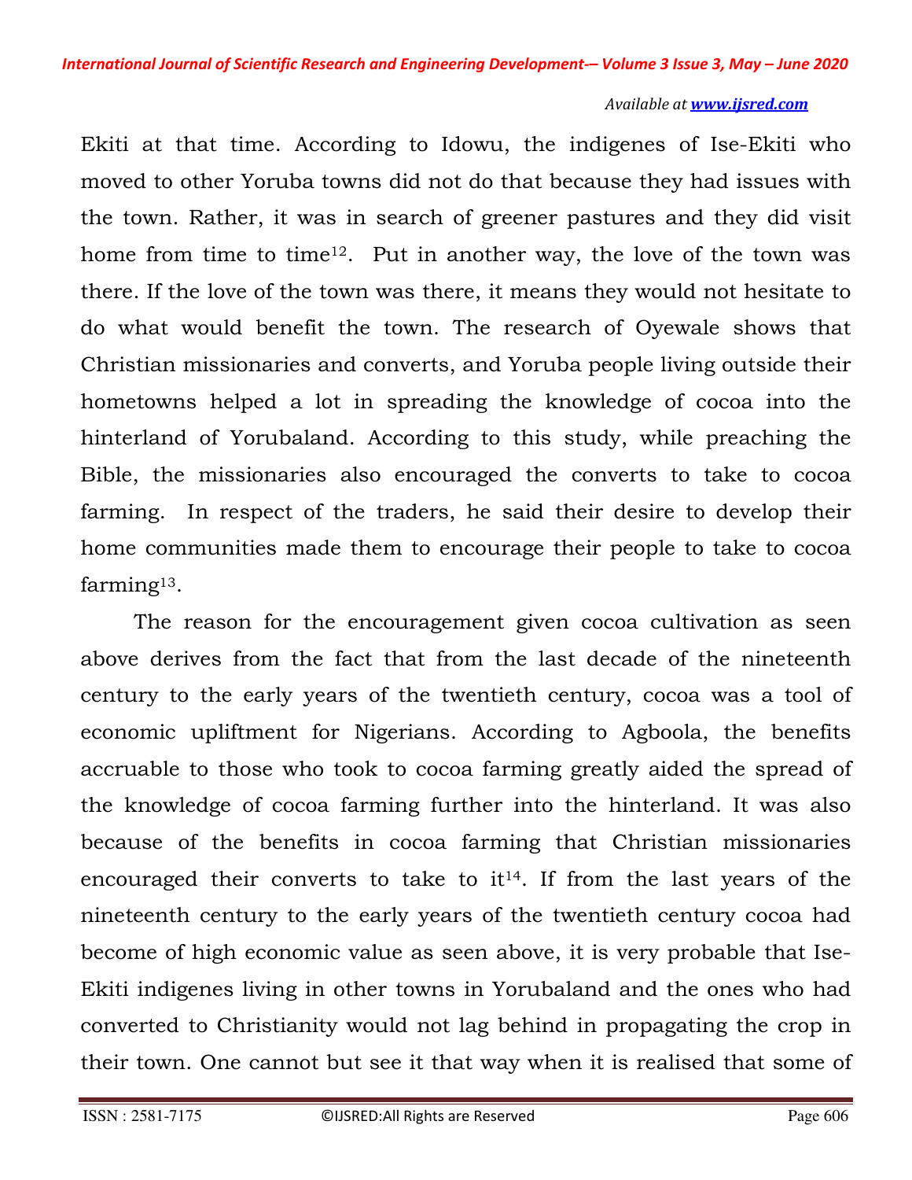Ekiti at that time. According to Idowu, the indigenes of Ise-Ekiti who moved to other Yoruba towns did not do that because they had issues with the town. Rather, it was in search of greener pastures and they did visit home from time to time[12]. Put in another way, the love of the town was there. If the love of the town was there, it means they would not hesitate to do what would benefit the town. The research of Oyewale shows that Christian missionaries and converts, and Yoruba people living outside their hometowns helped a lot in spreading the knowledge of cocoa into the hinterland of Yorubaland. According to this study, while preaching the Bible, the missionaries also encouraged the converts to take to cocoa farming. In respect of the traders, he said their desire to develop their home communities made them to encourage their people to take to cocoa farming[13].

The reason for the encouragement given cocoa cultivation as seen above derives from the fact that from the last decade of the nineteenth century to the early years of the twentieth century, cocoa was a tool of economic upliftment for Nigerians. According to Agboola, the benefits accruable to those who took to cocoa farming greatly aided the spread of the knowledge of cocoa farming further into the hinterland. It was also because of the benefits in cocoa farming that Christian missionaries encouraged their converts to take to it[14]. If from the last years of the nineteenth century to the early years of the twentieth century cocoa had become of high economic value as seen above, it is very probable that Ise-Ekiti indigenes living in other towns in Yorubaland and the ones who had converted to Christianity would not lag behind in propagating the crop in their town. One cannot but see it that way when it is realised that some of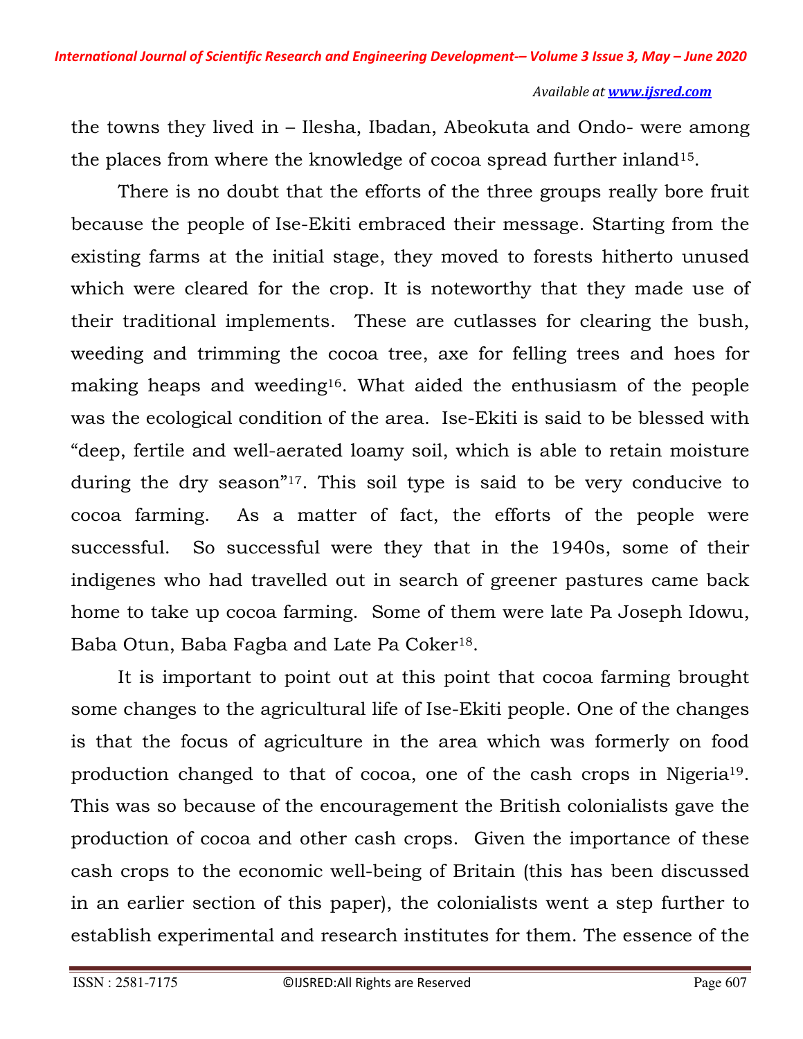the towns they lived in – Ilesha, Ibadan, Abeokuta and Ondo- were among the places from where the knowledge of cocoa spread further inland[15].

There is no doubt that the efforts of the three groups really bore fruit because the people of Ise-Ekiti embraced their message. Starting from the existing farms at the initial stage, they moved to forests hitherto unused which were cleared for the crop. It is noteworthy that they made use of their traditional implements. These are cutlasses for clearing the bush, weeding and trimming the cocoa tree, axe for felling trees and hoes for making heaps and weeding[16]. What aided the enthusiasm of the people was the ecological condition of the area. Ise-Ekiti is said to be blessed with "deep, fertile and well-aerated loamy soil, which is able to retain moisture during the dry season"[17]. This soil type is said to be very conducive to cocoa farming. As a matter of fact, the efforts of the people were successful. So successful were they that in the 1940s, some of their indigenes who had travelled out in search of greener pastures came back home to take up cocoa farming. Some of them were late Pa Joseph Idowu, Baba Otun, Baba Fagba and Late Pa Coker[18].

It is important to point out at this point that cocoa farming brought some changes to the agricultural life of Ise-Ekiti people. One of the changes is that the focus of agriculture in the area which was formerly on food production changed to that of cocoa, one of the cash crops in Nigeria[19]. This was so because of the encouragement the British colonialists gave the production of cocoa and other cash crops. Given the importance of these cash crops to the economic well-being of Britain (this has been discussed in an earlier section of this paper), the colonialists went a step further to establish experimental and research institutes for them. The essence of the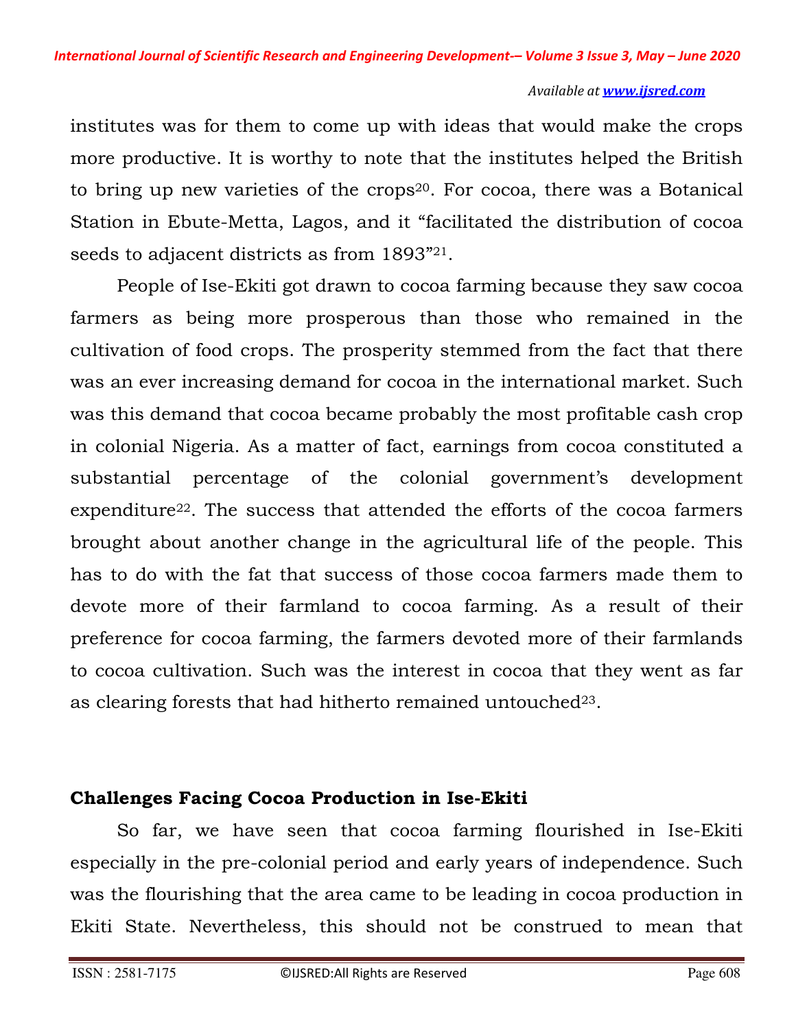institutes was for them to come up with ideas that would make the crops more productive. It is worthy to note that the institutes helped the British to bring up new varieties of the crops[20]. For cocoa, there was a Botanical Station in Ebute-Metta, Lagos, and it "facilitated the distribution of cocoa seeds to adjacent districts as from 1893"[21].

People of Ise-Ekiti got drawn to cocoa farming because they saw cocoa farmers as being more prosperous than those who remained in the cultivation of food crops. The prosperity stemmed from the fact that there was an ever increasing demand for cocoa in the international market. Such was this demand that cocoa became probably the most profitable cash crop in colonial Nigeria. As a matter of fact, earnings from cocoa constituted a substantial percentage of the colonial government's development expenditure[22]. The success that attended the efforts of the cocoa farmers brought about another change in the agricultural life of the people. This has to do with the fat that success of those cocoa farmers made them to devote more of their farmland to cocoa farming. As a result of their preference for cocoa farming, the farmers devoted more of their farmlands to cocoa cultivation. Such was the interest in cocoa that they went as far as clearing forests that had hitherto remained untouched[23].

## Challenges Facing Cocoa Production in Ise-Ekiti

So far, we have seen that cocoa farming flourished in Ise-Ekiti especially in the pre-colonial period and early years of independence. Such was the flourishing that the area came to be leading in cocoa production in Ekiti State. Nevertheless, this should not be construed to mean that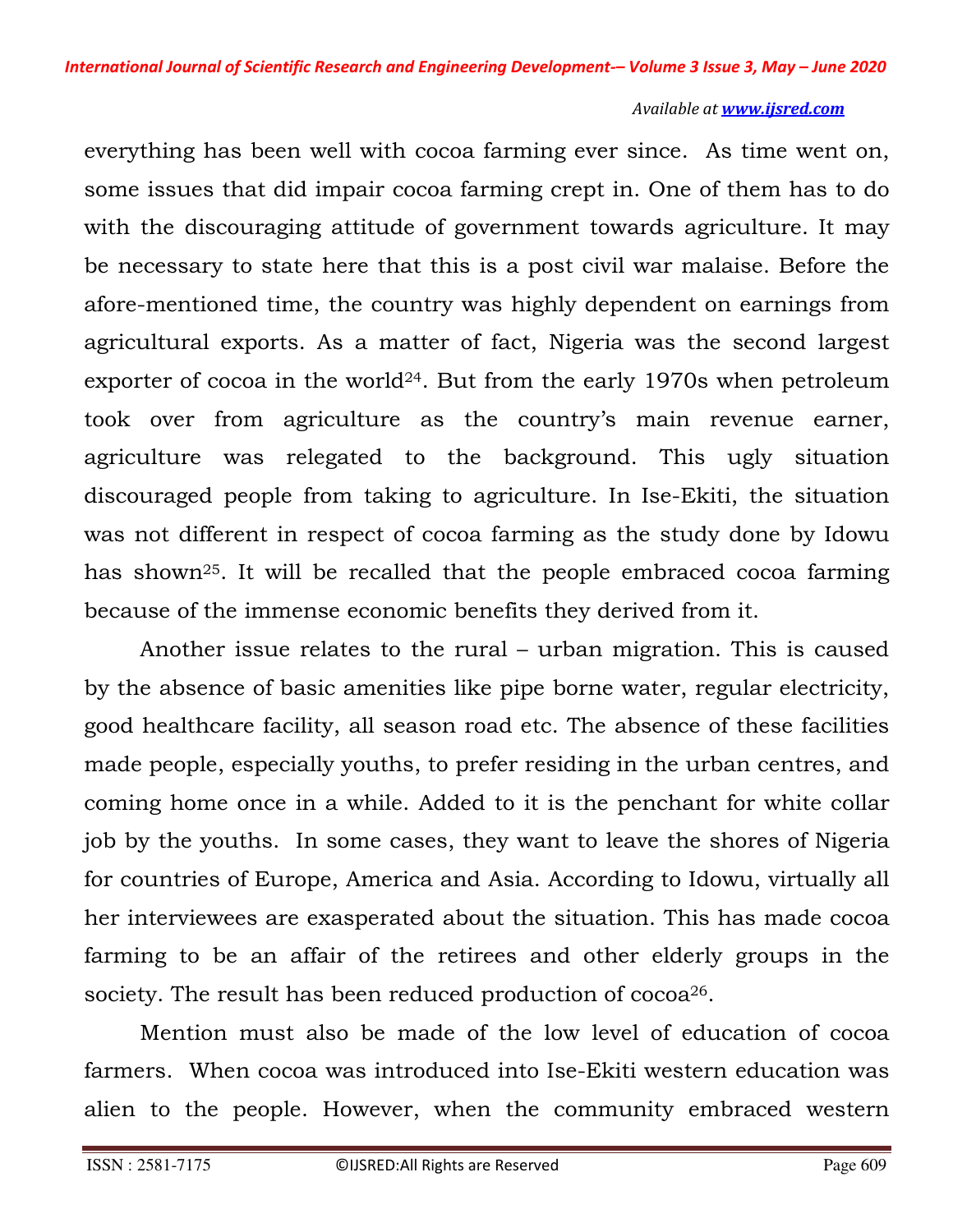everything has been well with cocoa farming ever since. As time went on, some issues that did impair cocoa farming crept in. One of them has to do with the discouraging attitude of government towards agriculture. It may be necessary to state here that this is a post civil war malaise. Before the afore-mentioned time, the country was highly dependent on earnings from agricultural exports. As a matter of fact, Nigeria was the second largest exporter of cocoa in the world[24]. But from the early 1970s when petroleum took over from agriculture as the country's main revenue earner, agriculture was relegated to the background. This ugly situation discouraged people from taking to agriculture. In Ise-Ekiti, the situation was not different in respect of cocoa farming as the study done by Idowu has shown[25]. It will be recalled that the people embraced cocoa farming because of the immense economic benefits they derived from it.

Another issue relates to the rural – urban migration. This is caused by the absence of basic amenities like pipe borne water, regular electricity, good healthcare facility, all season road etc. The absence of these facilities made people, especially youths, to prefer residing in the urban centres, and coming home once in a while. Added to it is the penchant for white collar job by the youths. In some cases, they want to leave the shores of Nigeria for countries of Europe, America and Asia. According to Idowu, virtually all her interviewees are exasperated about the situation. This has made cocoa farming to be an affair of the retirees and other elderly groups in the society. The result has been reduced production of cocoa[26].

Mention must also be made of the low level of education of cocoa farmers. When cocoa was introduced into Ise-Ekiti western education was alien to the people. However, when the community embraced western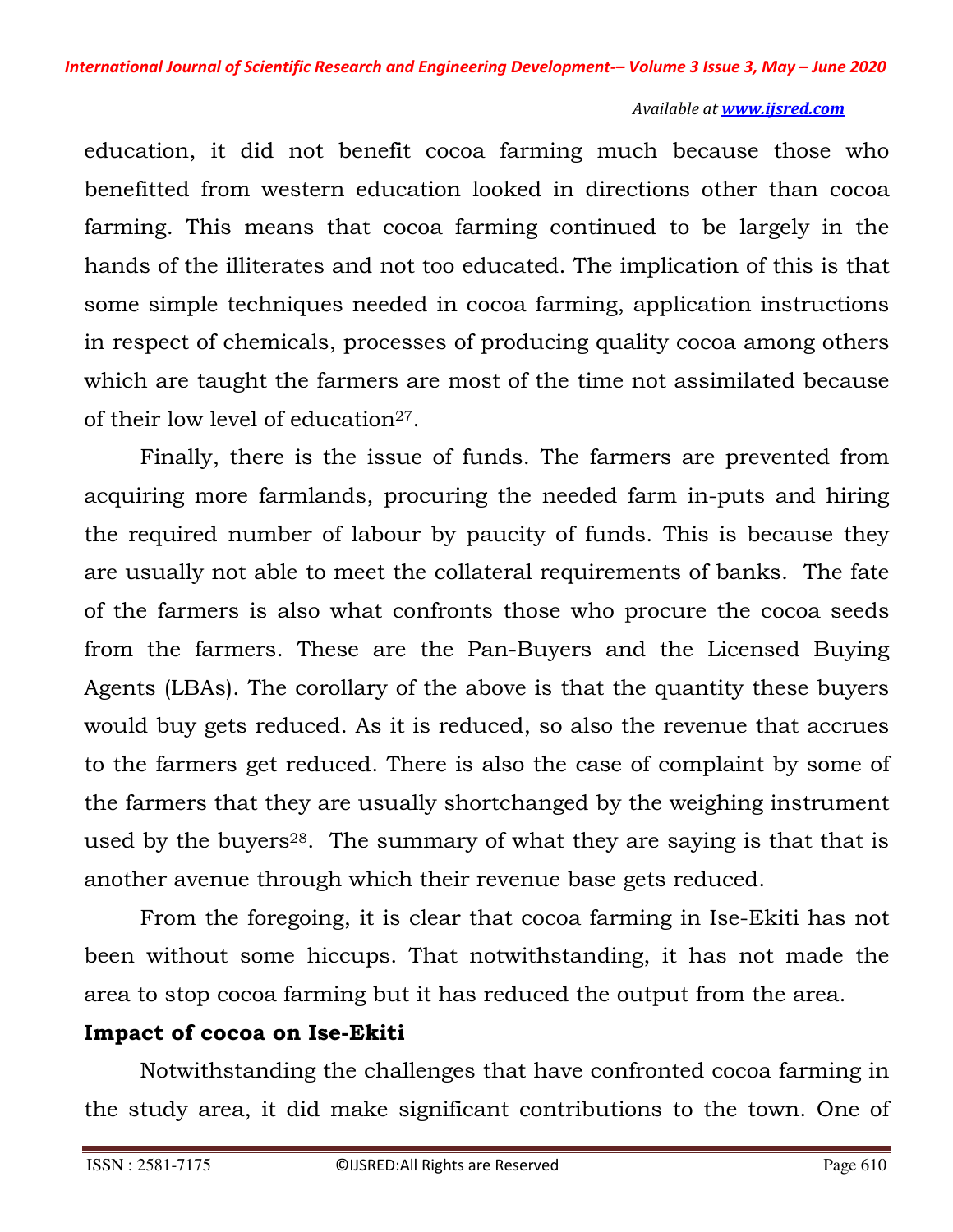education, it did not benefit cocoa farming much because those who benefitted from western education looked in directions other than cocoa farming. This means that cocoa farming continued to be largely in the hands of the illiterates and not too educated. The implication of this is that some simple techniques needed in cocoa farming, application instructions in respect of chemicals, processes of producing quality cocoa among others which are taught the farmers are most of the time not assimilated because of their low level of education[27].

Finally, there is the issue of funds. The farmers are prevented from acquiring more farmlands, procuring the needed farm in-puts and hiring the required number of labour by paucity of funds. This is because they are usually not able to meet the collateral requirements of banks. The fate of the farmers is also what confronts those who procure the cocoa seeds from the farmers. These are the Pan-Buyers and the Licensed Buying Agents (LBAs). The corollary of the above is that the quantity these buyers would buy gets reduced. As it is reduced, so also the revenue that accrues to the farmers get reduced. There is also the case of complaint by some of the farmers that they are usually shortchanged by the weighing instrument used by the buyers[28]. The summary of what they are saying is that that is another avenue through which their revenue base gets reduced.

From the foregoing, it is clear that cocoa farming in Ise-Ekiti has not been without some hiccups. That notwithstanding, it has not made the area to stop cocoa farming but it has reduced the output from the area.

**Impact of cocoa on Ise-Ekiti**

Notwithstanding the challenges that have confronted cocoa farming in the study area, it did make significant contributions to the town. One of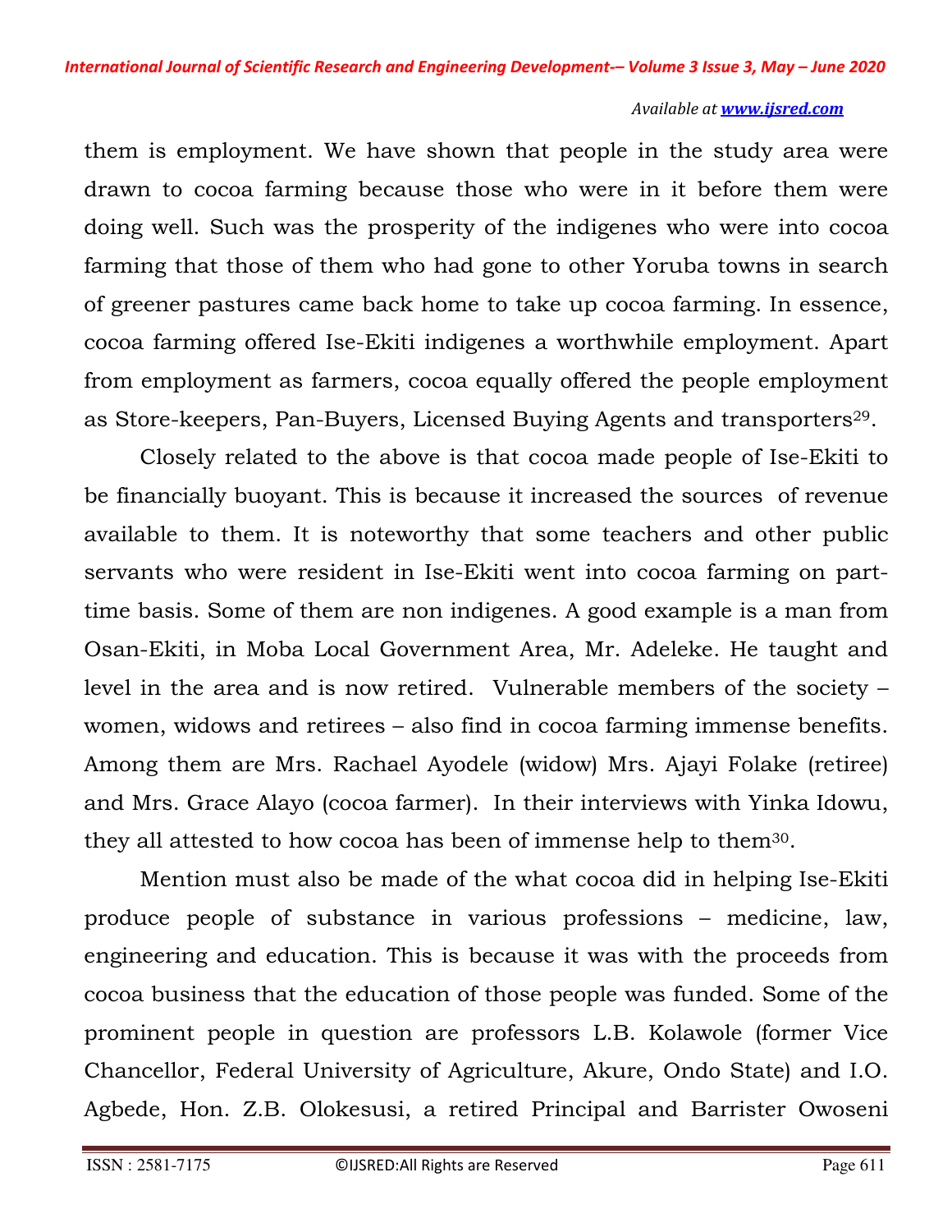them is employment. We have shown that people in the study area were drawn to cocoa farming because those who were in it before them were doing well. Such was the prosperity of the indigenes who were into cocoa farming that those of them who had gone to other Yoruba towns in search of greener pastures came back home to take up cocoa farming. In essence, cocoa farming offered Ise-Ekiti indigenes a worthwhile employment. Apart from employment as farmers, cocoa equally offered the people employment as Store-keepers, Pan-Buyers, Licensed Buying Agents and transporters[29].

Closely related to the above is that cocoa made people of Ise-Ekiti to be financially buoyant. This is because it increased the sources of revenue available to them. It is noteworthy that some teachers and other public servants who were resident in Ise-Ekiti went into cocoa farming on part-time basis. Some of them are non indigenes. A good example is a man from Osan-Ekiti, in Moba Local Government Area, Mr. Adeleke. He taught and level in the area and is now retired. Vulnerable members of the society – women, widows and retirees – also find in cocoa farming immense benefits. Among them are Mrs. Rachael Ayodele (widow) Mrs. Ajayi Folake (retiree) and Mrs. Grace Alayo (cocoa farmer). In their interviews with Yinka Idowu, they all attested to how cocoa has been of immense help to them[30].

Mention must also be made of the what cocoa did in helping Ise-Ekiti produce people of substance in various professions – medicine, law, engineering and education. This is because it was with the proceeds from cocoa business that the education of those people was funded. Some of the prominent people in question are professors L.B. Kolawole (former Vice Chancellor, Federal University of Agriculture, Akure, Ondo State) and I.O. Agbede, Hon. Z.B. Olokesusi, a retired Principal and Barrister Owoseni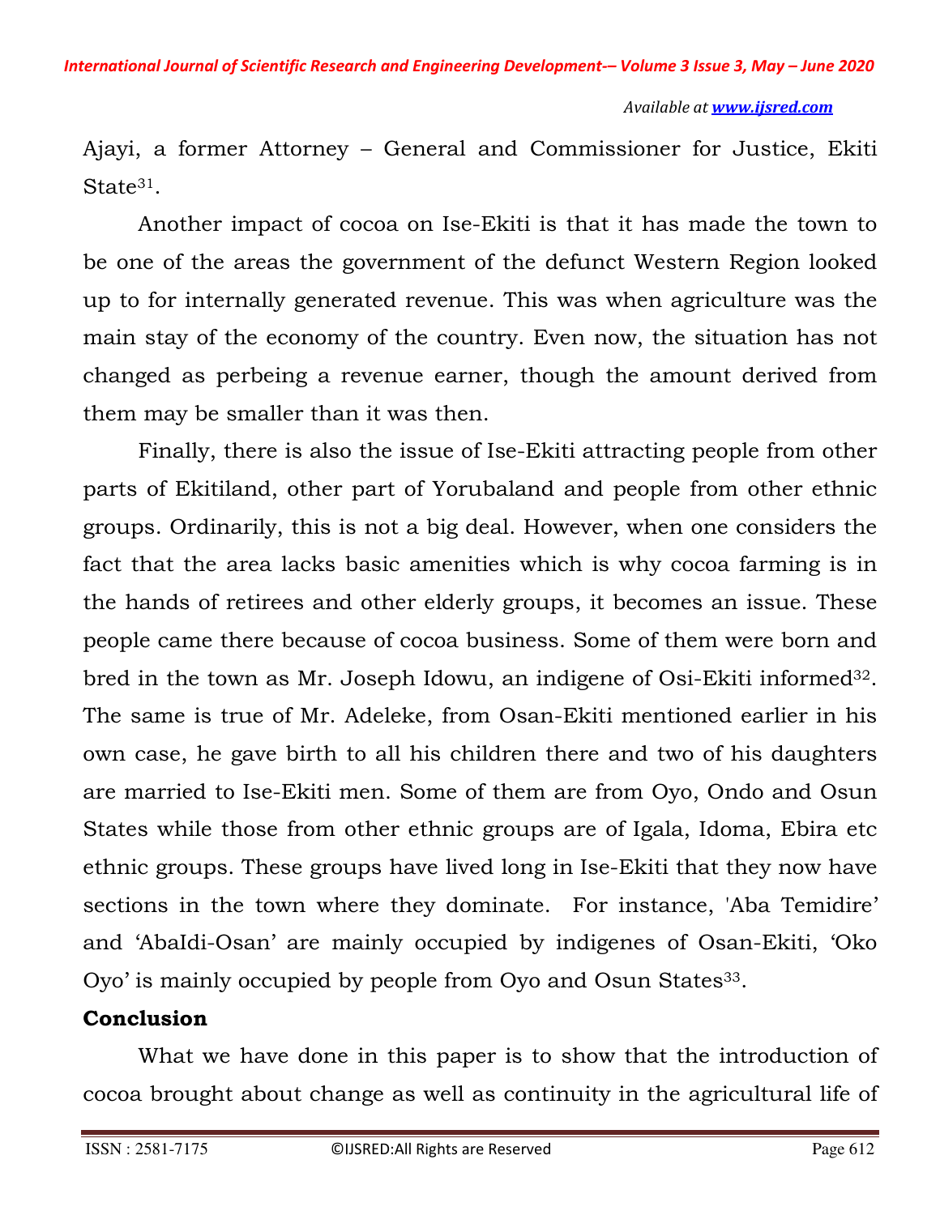Ajayi, a former Attorney – General and Commissioner for Justice, Ekiti State[31].

Another impact of cocoa on Ise-Ekiti is that it has made the town to be one of the areas the government of the defunct Western Region looked up to for internally generated revenue. This was when agriculture was the main stay of the economy of the country. Even now, the situation has not changed as perbeing a revenue earner, though the amount derived from them may be smaller than it was then.

Finally, there is also the issue of Ise-Ekiti attracting people from other parts of Ekitiland, other part of Yorubaland and people from other ethnic groups. Ordinarily, this is not a big deal. However, when one considers the fact that the area lacks basic amenities which is why cocoa farming is in the hands of retirees and other elderly groups, it becomes an issue. These people came there because of cocoa business. Some of them were born and bred in the town as Mr. Joseph Idowu, an indigene of Osi-Ekiti informed[32]. The same is true of Mr. Adeleke, from Osan-Ekiti mentioned earlier in his own case, he gave birth to all his children there and two of his daughters are married to Ise-Ekiti men. Some of them are from Oyo, Ondo and Osun States while those from other ethnic groups are of Igala, Idoma, Ebira etc ethnic groups. These groups have lived long in Ise-Ekiti that they now have sections in the town where they dominate. For instance, 'Aba Temidire' and 'AbaIdi-Osan' are mainly occupied by indigenes of Osan-Ekiti, 'Oko Oyo' is mainly occupied by people from Oyo and Osun States[33].

## Conclusion

What we have done in this paper is to show that the introduction of cocoa brought about change as well as continuity in the agricultural life of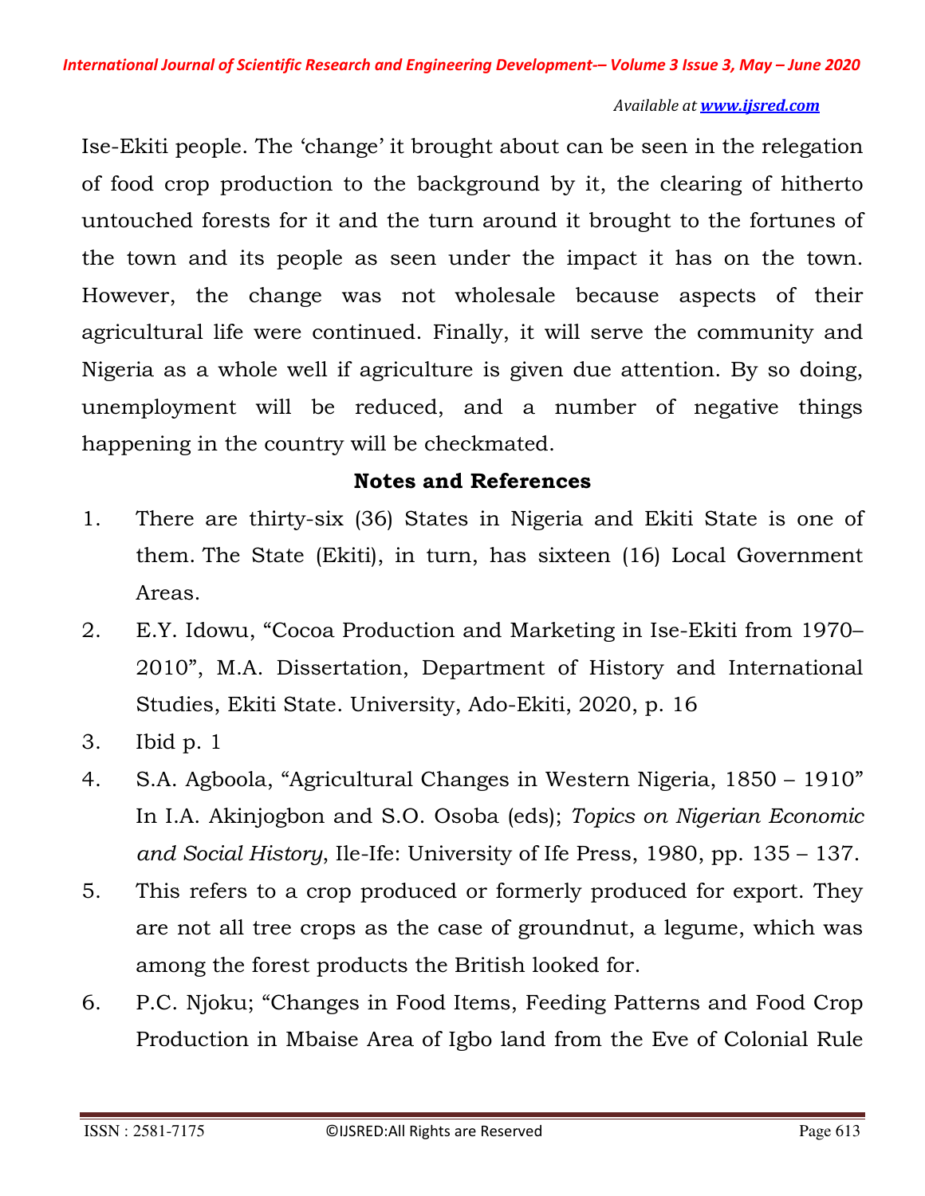Ise-Ekiti people. The 'change' it brought about can be seen in the relegation of food crop production to the background by it, the clearing of hitherto untouched forests for it and the turn around it brought to the fortunes of the town and its people as seen under the impact it has on the town. However, the change was not wholesale because aspects of their agricultural life were continued. Finally, it will serve the community and Nigeria as a whole well if agriculture is given due attention. By so doing, unemployment will be reduced, and a number of negative things happening in the country will be checkmated.

## Notes and References

1. There are thirty-six (36) States in Nigeria and Ekiti State is one of them. The State (Ekiti), in turn, has sixteen (16) Local Government Areas.
2. E.Y. Idowu, "Cocoa Production and Marketing in Ise-Ekiti from 1970–2010", M.A. Dissertation, Department of History and International Studies, Ekiti State. University, Ado-Ekiti, 2020, p. 16
3. Ibid p. 1
4. S.A. Agboola, "Agricultural Changes in Western Nigeria, 1850 – 1910" In I.A. Akinjogbon and S.O. Osoba (eds); *Topics on Nigerian Economic and Social History*, Ile-Ife: University of Ife Press, 1980, pp. 135 – 137.
5. This refers to a crop produced or formerly produced for export. They are not all tree crops as the case of groundnut, a legume, which was among the forest products the British looked for.
6. P.C. Njoku; "Changes in Food Items, Feeding Patterns and Food Crop Production in Mbaise Area of Igbo land from the Eve of Colonial Rule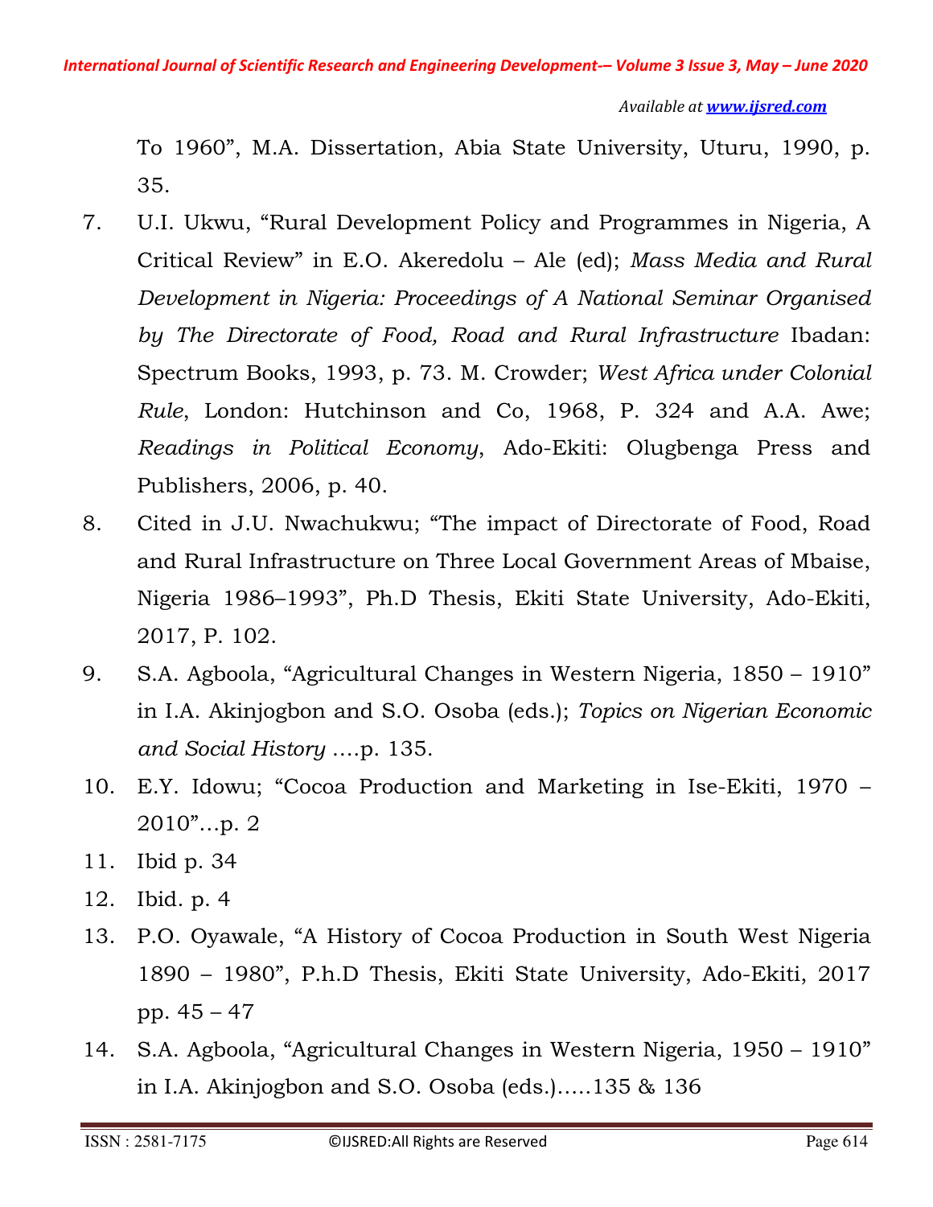To 1960", M.A. Dissertation, Abia State University, Uturu, 1990, p. 35.

7. U.I. Ukwu, "Rural Development Policy and Programmes in Nigeria, A Critical Review" in E.O. Akeredolu – Ale (ed); *Mass Media and Rural Development in Nigeria: Proceedings of A National Seminar Organised by The Directorate of Food, Road and Rural Infrastructure* Ibadan: Spectrum Books, 1993, p. 73. M. Crowder; *West Africa under Colonial Rule*, London: Hutchinson and Co, 1968, P. 324 and A.A. Awe; *Readings in Political Economy*, Ado-Ekiti: Olugbenga Press and Publishers, 2006, p. 40.
8. Cited in J.U. Nwachukwu; "The impact of Directorate of Food, Road and Rural Infrastructure on Three Local Government Areas of Mbaise, Nigeria 1986–1993", Ph.D Thesis, Ekiti State University, Ado-Ekiti, 2017, P. 102.
9. S.A. Agboola, "Agricultural Changes in Western Nigeria, 1850 – 1910" in I.A. Akinjogbon and S.O. Osoba (eds.); *Topics on Nigerian Economic and Social History* ….p. 135.
10. E.Y. Idowu; "Cocoa Production and Marketing in Ise-Ekiti, 1970 – 2010"…p. 2
11. Ibid p. 34
12. Ibid. p. 4
13. P.O. Oyawale, "A History of Cocoa Production in South West Nigeria 1890 – 1980", P.h.D Thesis, Ekiti State University, Ado-Ekiti, 2017 pp. 45 – 47
14. S.A. Agboola, "Agricultural Changes in Western Nigeria, 1950 – 1910" in I.A. Akinjogbon and S.O. Osoba (eds.)…..135 & 136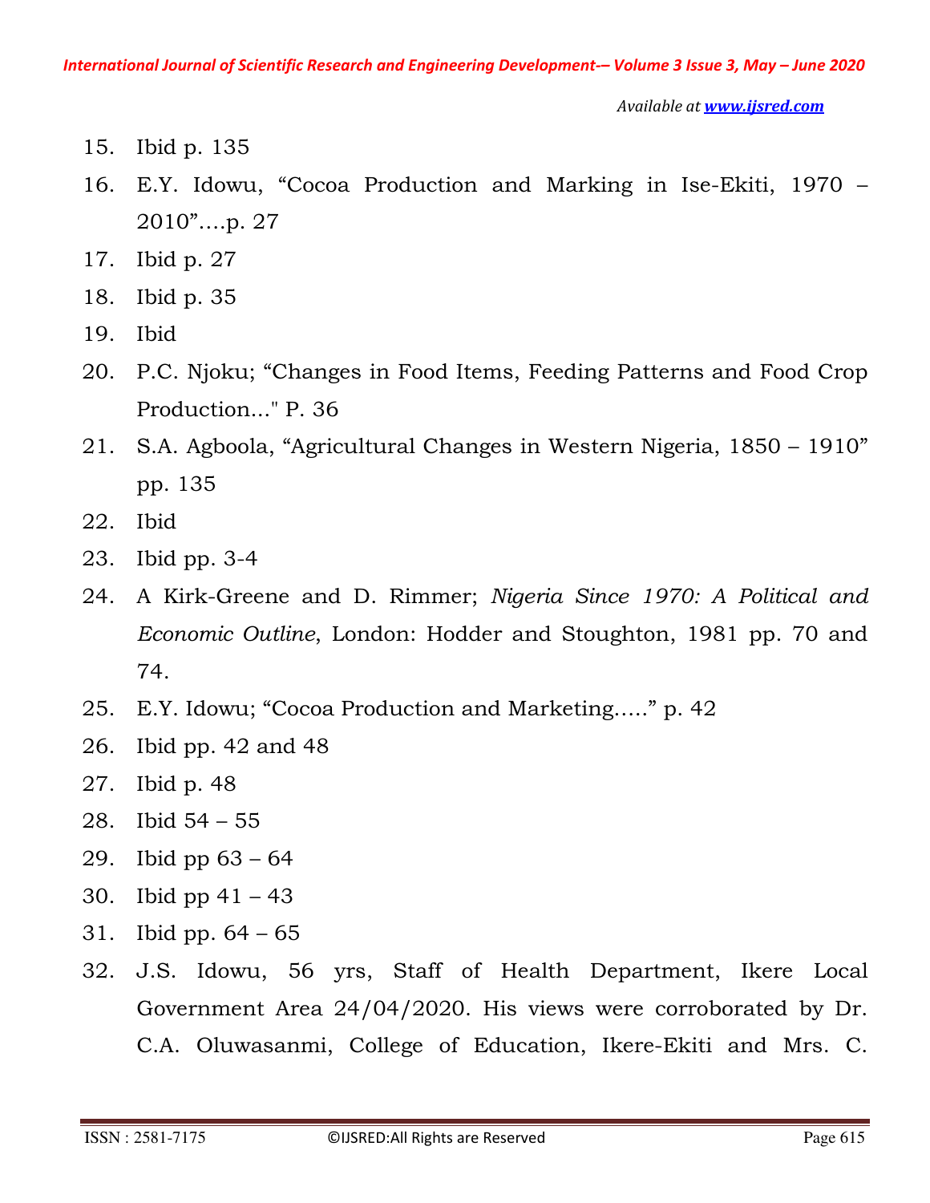15. Ibid p. 135
16. E.Y. Idowu, “Cocoa Production and Marking in Ise-Ekiti, 1970 – 2010”….p. 27
17. Ibid p. 27
18. Ibid p. 35
19. Ibid
20. P.C. Njoku; “Changes in Food Items, Feeding Patterns and Food Crop Production..." P. 36
21. S.A. Agboola, “Agricultural Changes in Western Nigeria, 1850 – 1910” pp. 135
22. Ibid
23. Ibid pp. 3-4
24. A Kirk-Greene and D. Rimmer; *Nigeria Since 1970: A Political and Economic Outline*, London: Hodder and Stoughton, 1981 pp. 70 and 74.
25. E.Y. Idowu; “Cocoa Production and Marketing…..” p. 42
26. Ibid pp. 42 and 48
27. Ibid p. 48
28. Ibid 54 – 55
29. Ibid pp 63 – 64
30. Ibid pp 41 – 43
31. Ibid pp. 64 – 65
32. J.S. Idowu, 56 yrs, Staff of Health Department, Ikere Local Government Area 24/04/2020. His views were corroborated by Dr. C.A. Oluwasanmi, College of Education, Ikere-Ekiti and Mrs. C.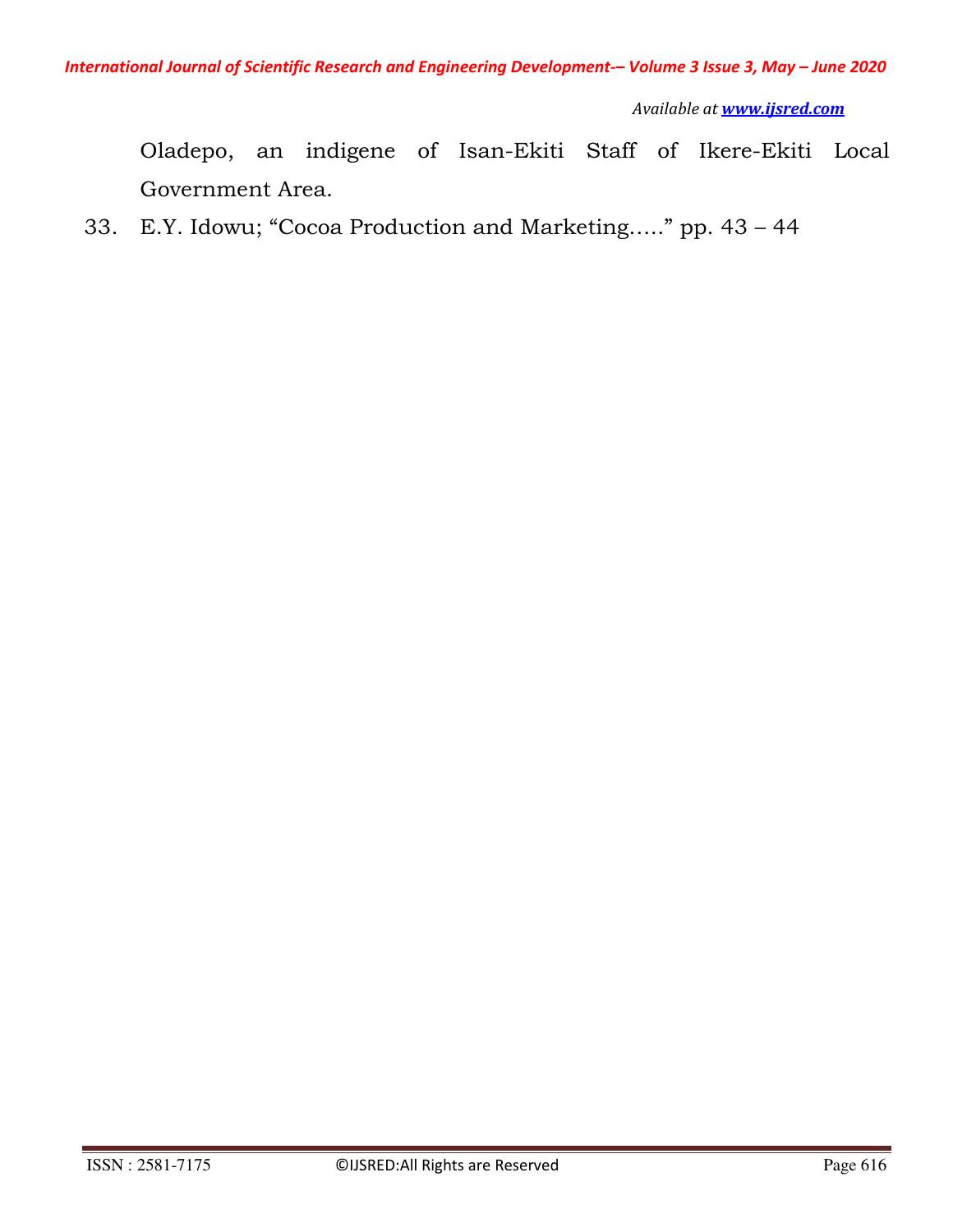Oladepo, an indigene of Isan-Ekiti Staff of Ikere-Ekiti Local Government Area.

33. E.Y. Idowu; “Cocoa Production and Marketing…..” pp. 43 – 44